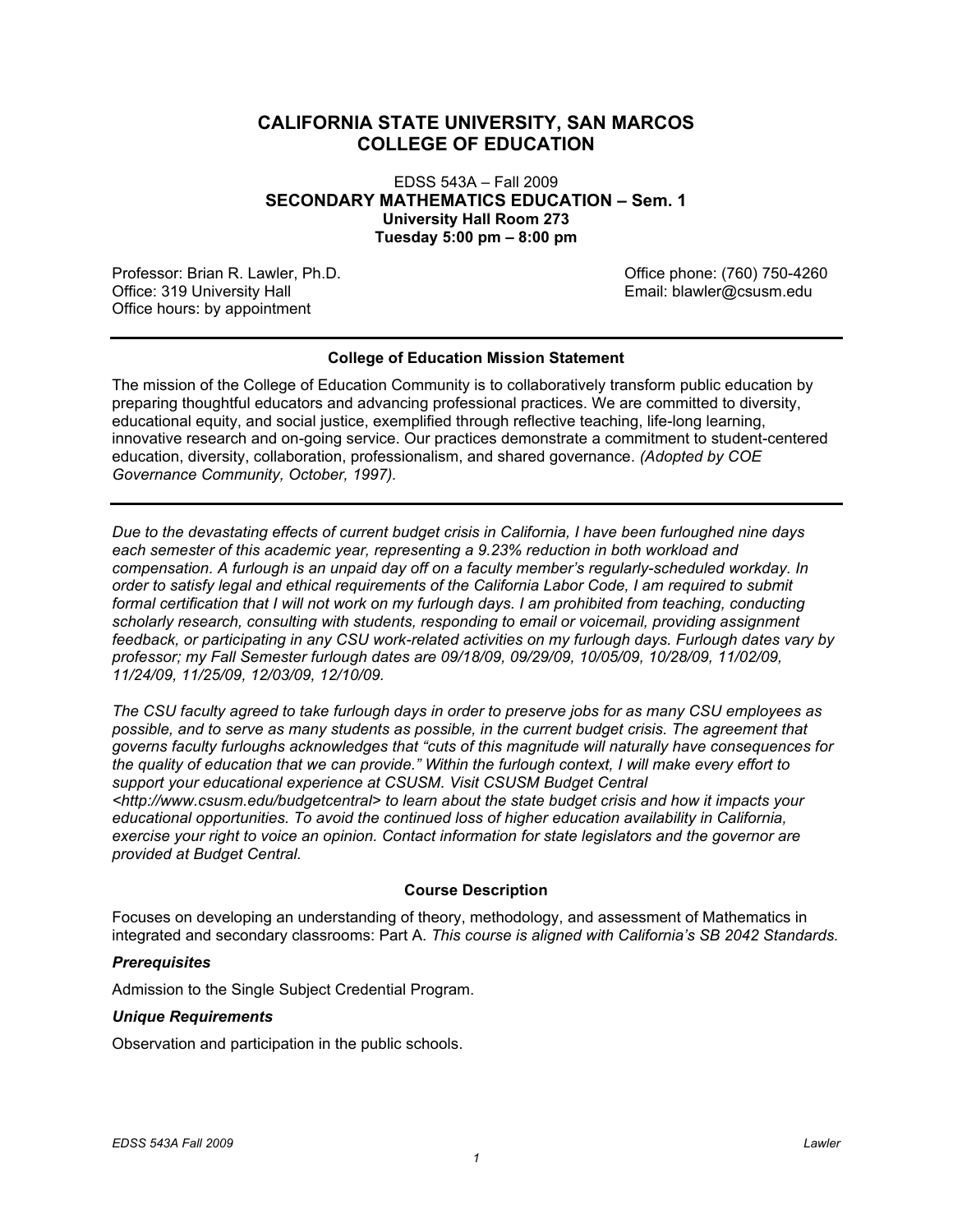# CALIFORNIA STATE UNIVERSITY, SAN MARCOS
# COLLEGE OF EDUCATION

EDSS 543A – Fall 2009
**SECONDARY MATHEMATICS EDUCATION – Sem. 1**
**University Hall Room 273**
**Tuesday 5:00 pm – 8:00 pm**

Professor: Brian R. Lawler, Ph.D.
Office: 319 University Hall
Office hours: by appointment

Office phone: (760) 750-4260
Email: blawler@csusm.edu

---

**College of Education Mission Statement**

The mission of the College of Education Community is to collaboratively transform public education by preparing thoughtful educators and advancing professional practices. We are committed to diversity, educational equity, and social justice, exemplified through reflective teaching, life-long learning, innovative research and on-going service. Our practices demonstrate a commitment to student-centered education, diversity, collaboration, professionalism, and shared governance. *(Adopted by COE Governance Community, October, 1997).*

---

*Due to the devastating effects of current budget crisis in California, I have been furloughed nine days each semester of this academic year, representing a 9.23% reduction in both workload and compensation. A furlough is an unpaid day off on a faculty member's regularly-scheduled workday. In order to satisfy legal and ethical requirements of the California Labor Code, I am required to submit formal certification that I will not work on my furlough days. I am prohibited from teaching, conducting scholarly research, consulting with students, responding to email or voicemail, providing assignment feedback, or participating in any CSU work-related activities on my furlough days. Furlough dates vary by professor; my Fall Semester furlough dates are 09/18/09, 09/29/09, 10/05/09, 10/28/09, 11/02/09, 11/24/09, 11/25/09, 12/03/09, 12/10/09.*

*The CSU faculty agreed to take furlough days in order to preserve jobs for as many CSU employees as possible, and to serve as many students as possible, in the current budget crisis. The agreement that governs faculty furloughs acknowledges that "cuts of this magnitude will naturally have consequences for the quality of education that we can provide." Within the furlough context, I will make every effort to support your educational experience at CSUSM. Visit CSUSM Budget Central <http://www.csusm.edu/budgetcentral> to learn about the state budget crisis and how it impacts your educational opportunities. To avoid the continued loss of higher education availability in California, exercise your right to voice an opinion. Contact information for state legislators and the governor are provided at Budget Central.*

## Course Description

Focuses on developing an understanding of theory, methodology, and assessment of Mathematics in integrated and secondary classrooms: Part A. *This course is aligned with California's SB 2042 Standards.*

### *Prerequisites*

Admission to the Single Subject Credential Program.

### *Unique Requirements*

Observation and participation in the public schools.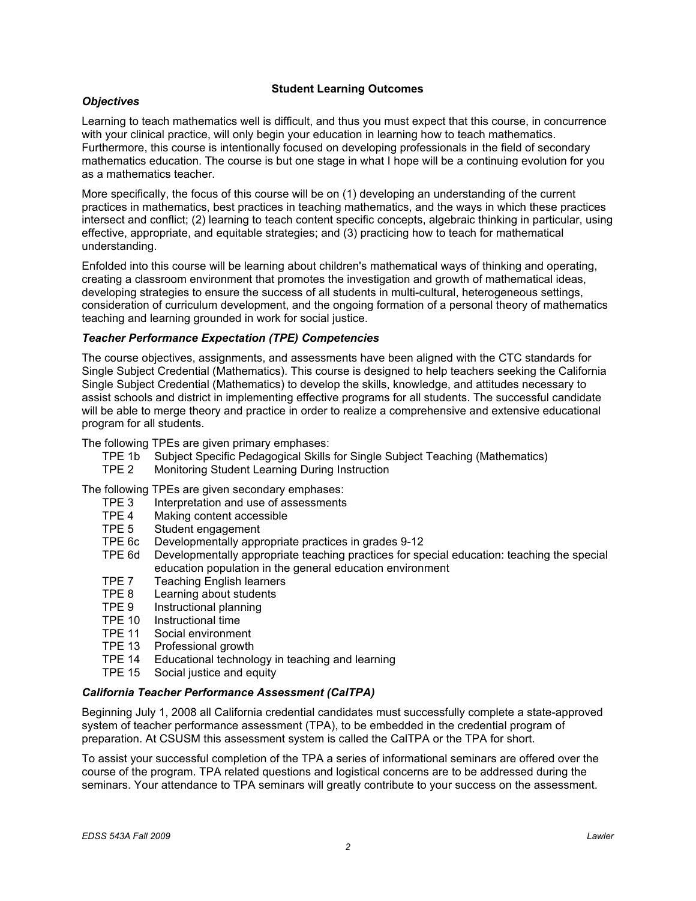## Student Learning Outcomes

### *Objectives*

Learning to teach mathematics well is difficult, and thus you must expect that this course, in concurrence with your clinical practice, will only begin your education in learning how to teach mathematics. Furthermore, this course is intentionally focused on developing professionals in the field of secondary mathematics education. The course is but one stage in what I hope will be a continuing evolution for you as a mathematics teacher.

More specifically, the focus of this course will be on (1) developing an understanding of the current practices in mathematics, best practices in teaching mathematics, and the ways in which these practices intersect and conflict; (2) learning to teach content specific concepts, algebraic thinking in particular, using effective, appropriate, and equitable strategies; and (3) practicing how to teach for mathematical understanding.

Enfolded into this course will be learning about children's mathematical ways of thinking and operating, creating a classroom environment that promotes the investigation and growth of mathematical ideas, developing strategies to ensure the success of all students in multi-cultural, heterogeneous settings, consideration of curriculum development, and the ongoing formation of a personal theory of mathematics teaching and learning grounded in work for social justice.

### *Teacher Performance Expectation (TPE) Competencies*

The course objectives, assignments, and assessments have been aligned with the CTC standards for Single Subject Credential (Mathematics). This course is designed to help teachers seeking the California Single Subject Credential (Mathematics) to develop the skills, knowledge, and attitudes necessary to assist schools and district in implementing effective programs for all students. The successful candidate will be able to merge theory and practice in order to realize a comprehensive and extensive educational program for all students.

The following TPEs are given primary emphases:

- TPE 1b Subject Specific Pedagogical Skills for Single Subject Teaching (Mathematics)
- TPE 2 Monitoring Student Learning During Instruction

The following TPEs are given secondary emphases:

- TPE 3 Interpretation and use of assessments
- TPE 4 Making content accessible
- TPE 5 Student engagement
- TPE 6c Developmentally appropriate practices in grades 9-12
- TPE 6d Developmentally appropriate teaching practices for special education: teaching the special education population in the general education environment
- TPE 7 Teaching English learners
- TPE 8 Learning about students
- TPE 9 Instructional planning
- TPE 10 Instructional time
- TPE 11 Social environment
- TPE 13 Professional growth
- TPE 14 Educational technology in teaching and learning
- TPE 15 Social justice and equity

### *California Teacher Performance Assessment (CalTPA)*

Beginning July 1, 2008 all California credential candidates must successfully complete a state-approved system of teacher performance assessment (TPA), to be embedded in the credential program of preparation. At CSUSM this assessment system is called the CalTPA or the TPA for short.

To assist your successful completion of the TPA a series of informational seminars are offered over the course of the program. TPA related questions and logistical concerns are to be addressed during the seminars. Your attendance to TPA seminars will greatly contribute to your success on the assessment.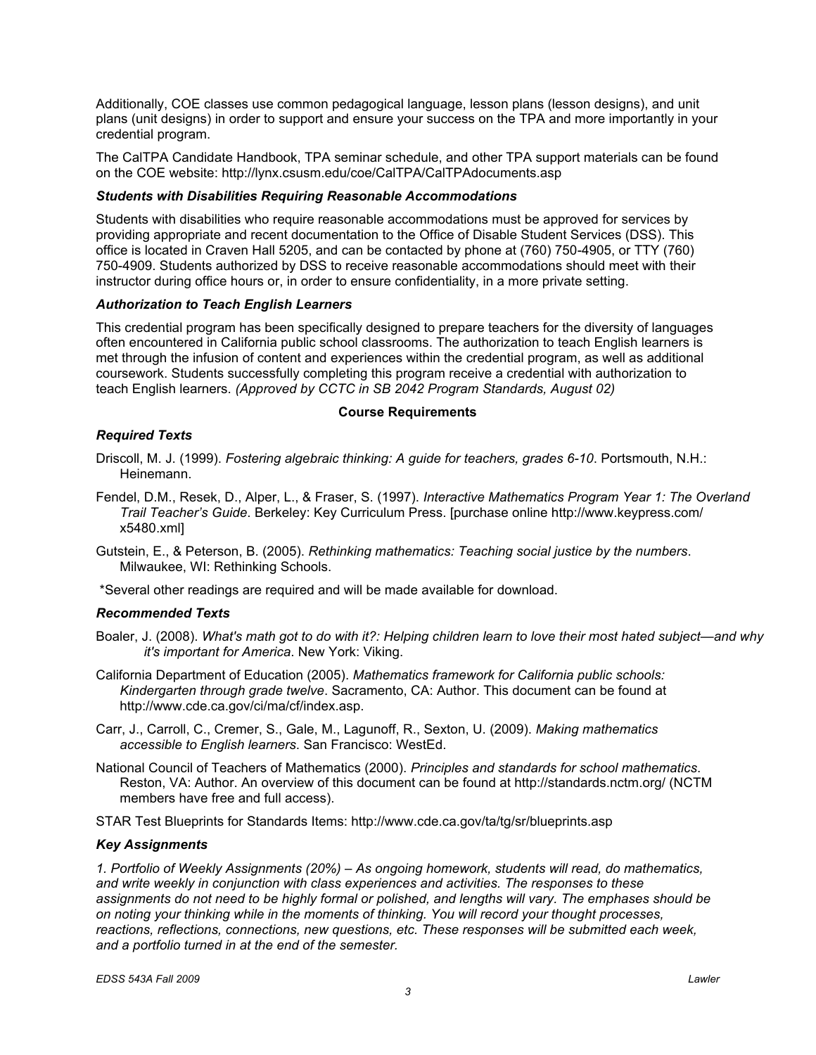Additionally, COE classes use common pedagogical language, lesson plans (lesson designs), and unit plans (unit designs) in order to support and ensure your success on the TPA and more importantly in your credential program.

The CalTPA Candidate Handbook, TPA seminar schedule, and other TPA support materials can be found on the COE website: http://lynx.csusm.edu/coe/CalTPA/CalTPAdocuments.asp

### *Students with Disabilities Requiring Reasonable Accommodations*

Students with disabilities who require reasonable accommodations must be approved for services by providing appropriate and recent documentation to the Office of Disable Student Services (DSS). This office is located in Craven Hall 5205, and can be contacted by phone at (760) 750-4905, or TTY (760) 750-4909. Students authorized by DSS to receive reasonable accommodations should meet with their instructor during office hours or, in order to ensure confidentiality, in a more private setting.

### *Authorization to Teach English Learners*

This credential program has been specifically designed to prepare teachers for the diversity of languages often encountered in California public school classrooms. The authorization to teach English learners is met through the infusion of content and experiences within the credential program, as well as additional coursework. Students successfully completing this program receive a credential with authorization to teach English learners. *(Approved by CCTC in SB 2042 Program Standards, August 02)*

## Course Requirements

### *Required Texts*

Driscoll, M. J. (1999). *Fostering algebraic thinking: A guide for teachers, grades 6-10*. Portsmouth, N.H.: Heinemann.

Fendel, D.M., Resek, D., Alper, L., & Fraser, S. (1997). *Interactive Mathematics Program Year 1: The Overland Trail Teacher's Guide*. Berkeley: Key Curriculum Press. [purchase online http://www.keypress.com/x5480.xml]

Gutstein, E., & Peterson, B. (2005). *Rethinking mathematics: Teaching social justice by the numbers*. Milwaukee, WI: Rethinking Schools.

*Several other readings are required and will be made available for download.

### *Recommended Texts*

Boaler, J. (2008). *What's math got to do with it?: Helping children learn to love their most hated subject—and why it's important for America*. New York: Viking.

California Department of Education (2005). *Mathematics framework for California public schools: Kindergarten through grade twelve*. Sacramento, CA: Author. This document can be found at http://www.cde.ca.gov/ci/ma/cf/index.asp.

Carr, J., Carroll, C., Cremer, S., Gale, M., Lagunoff, R., Sexton, U. (2009). *Making mathematics accessible to English learners*. San Francisco: WestEd.

National Council of Teachers of Mathematics (2000). *Principles and standards for school mathematics*. Reston, VA: Author. An overview of this document can be found at http://standards.nctm.org/ (NCTM members have free and full access).

STAR Test Blueprints for Standards Items: http://www.cde.ca.gov/ta/tg/sr/blueprints.asp

### *Key Assignments*

*1. Portfolio of Weekly Assignments (20%) – As ongoing homework, students will read, do mathematics, and write weekly in conjunction with class experiences and activities. The responses to these assignments do not need to be highly formal or polished, and lengths will vary. The emphases should be on noting your thinking while in the moments of thinking. You will record your thought processes, reactions, reflections, connections, new questions, etc. These responses will be submitted each week, and a portfolio turned in at the end of the semester.*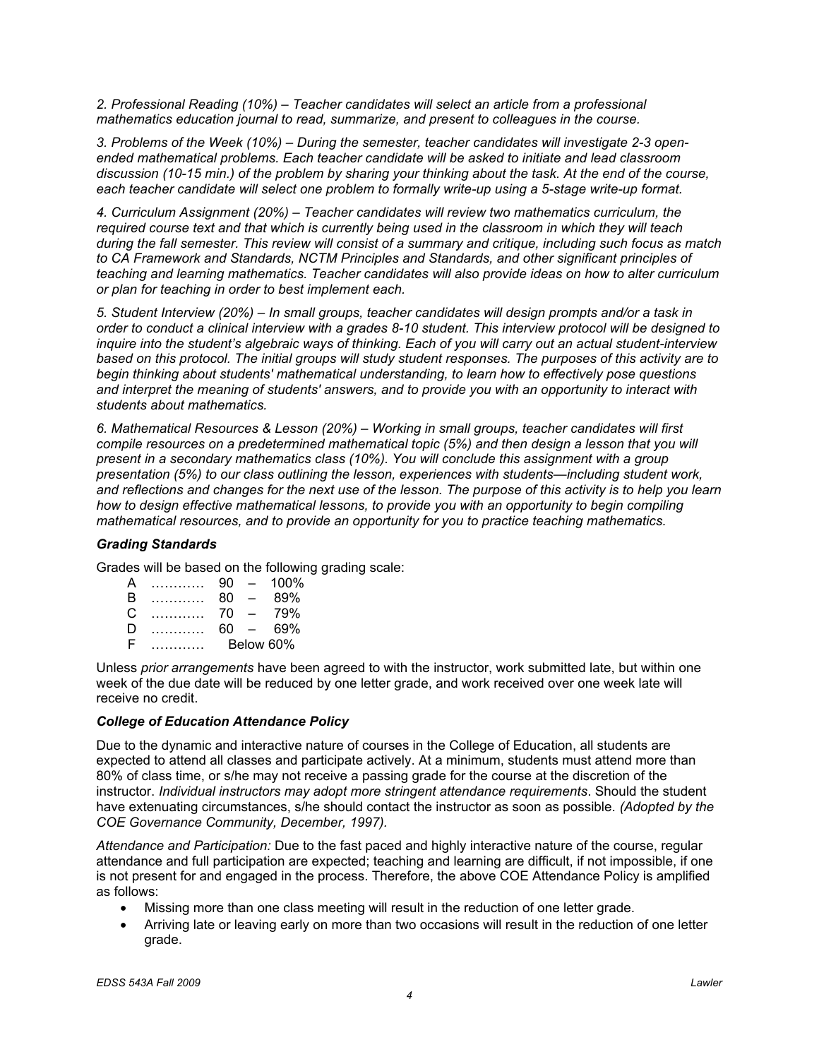*2. Professional Reading (10%) – Teacher candidates will select an article from a professional mathematics education journal to read, summarize, and present to colleagues in the course.*

*3. Problems of the Week (10%) – During the semester, teacher candidates will investigate 2-3 open-ended mathematical problems. Each teacher candidate will be asked to initiate and lead classroom discussion (10-15 min.) of the problem by sharing your thinking about the task. At the end of the course, each teacher candidate will select one problem to formally write-up using a 5-stage write-up format.*

*4. Curriculum Assignment (20%) – Teacher candidates will review two mathematics curriculum, the required course text and that which is currently being used in the classroom in which they will teach during the fall semester. This review will consist of a summary and critique, including such focus as match to CA Framework and Standards, NCTM Principles and Standards, and other significant principles of teaching and learning mathematics. Teacher candidates will also provide ideas on how to alter curriculum or plan for teaching in order to best implement each.*

*5. Student Interview (20%) – In small groups, teacher candidates will design prompts and/or a task in order to conduct a clinical interview with a grades 8-10 student. This interview protocol will be designed to inquire into the student's algebraic ways of thinking. Each of you will carry out an actual student-interview based on this protocol. The initial groups will study student responses. The purposes of this activity are to begin thinking about students' mathematical understanding, to learn how to effectively pose questions and interpret the meaning of students' answers, and to provide you with an opportunity to interact with students about mathematics.*

*6. Mathematical Resources & Lesson (20%) – Working in small groups, teacher candidates will first compile resources on a predetermined mathematical topic (5%) and then design a lesson that you will present in a secondary mathematics class (10%). You will conclude this assignment with a group presentation (5%) to our class outlining the lesson, experiences with students—including student work, and reflections and changes for the next use of the lesson. The purpose of this activity is to help you learn how to design effective mathematical lessons, to provide you with an opportunity to begin compiling mathematical resources, and to provide an opportunity for you to practice teaching mathematics.*

### *Grading Standards*

Grades will be based on the following grading scale:

A ………… 90 – 100%
B ………… 80 – 89%
C ………… 70 – 79%
D ………… 60 – 69%
F ………… Below 60%

Unless *prior arrangements* have been agreed to with the instructor, work submitted late, but within one week of the due date will be reduced by one letter grade, and work received over one week late will receive no credit.

### *College of Education Attendance Policy*

Due to the dynamic and interactive nature of courses in the College of Education, all students are expected to attend all classes and participate actively. At a minimum, students must attend more than 80% of class time, or s/he may not receive a passing grade for the course at the discretion of the instructor. *Individual instructors may adopt more stringent attendance requirements*. Should the student have extenuating circumstances, s/he should contact the instructor as soon as possible. *(Adopted by the COE Governance Community, December, 1997).*

*Attendance and Participation:* Due to the fast paced and highly interactive nature of the course, regular attendance and full participation are expected; teaching and learning are difficult, if not impossible, if one is not present for and engaged in the process. Therefore, the above COE Attendance Policy is amplified as follows:

- Missing more than one class meeting will result in the reduction of one letter grade.
- Arriving late or leaving early on more than two occasions will result in the reduction of one letter grade.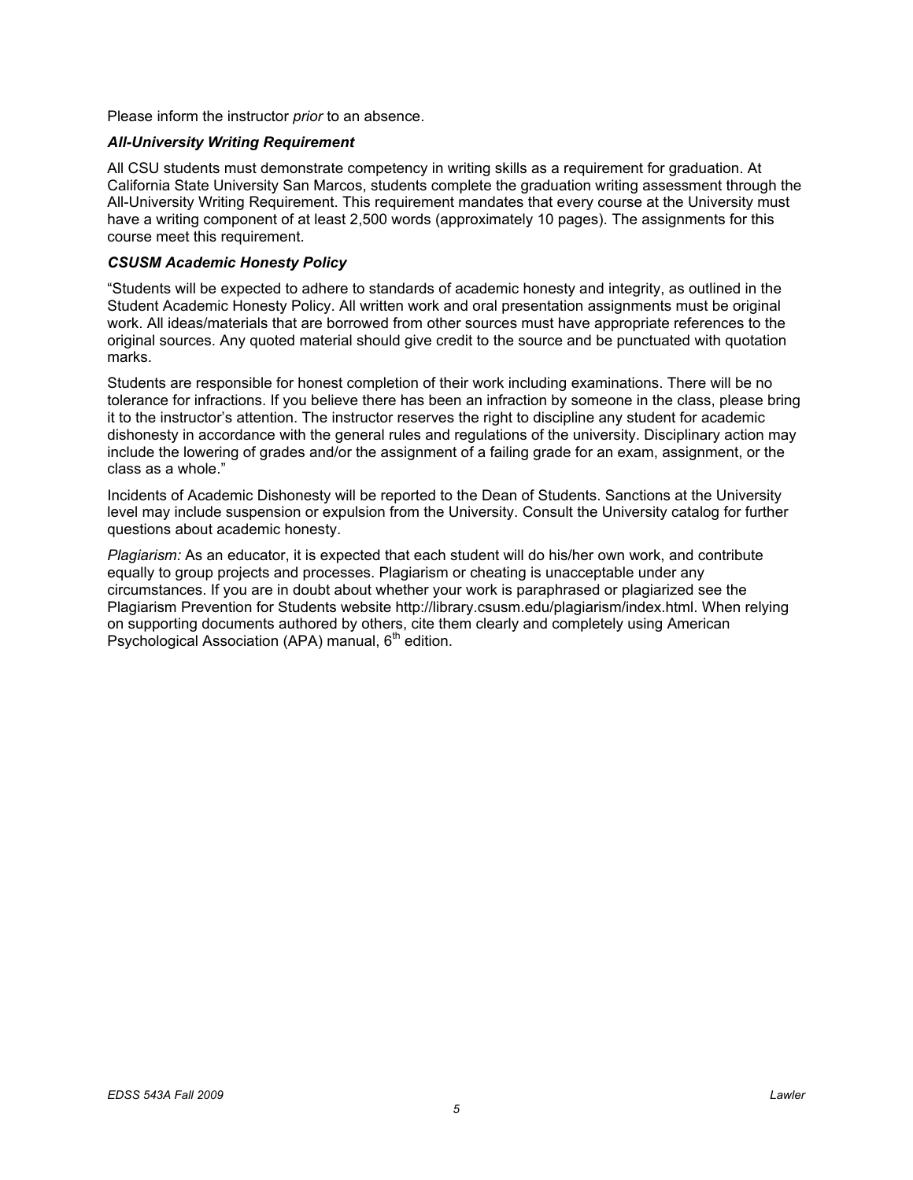Please inform the instructor *prior* to an absence.

### *All-University Writing Requirement*

All CSU students must demonstrate competency in writing skills as a requirement for graduation. At California State University San Marcos, students complete the graduation writing assessment through the All-University Writing Requirement. This requirement mandates that every course at the University must have a writing component of at least 2,500 words (approximately 10 pages). The assignments for this course meet this requirement.

### *CSUSM Academic Honesty Policy*

"Students will be expected to adhere to standards of academic honesty and integrity, as outlined in the Student Academic Honesty Policy. All written work and oral presentation assignments must be original work. All ideas/materials that are borrowed from other sources must have appropriate references to the original sources. Any quoted material should give credit to the source and be punctuated with quotation marks.

Students are responsible for honest completion of their work including examinations. There will be no tolerance for infractions. If you believe there has been an infraction by someone in the class, please bring it to the instructor's attention. The instructor reserves the right to discipline any student for academic dishonesty in accordance with the general rules and regulations of the university. Disciplinary action may include the lowering of grades and/or the assignment of a failing grade for an exam, assignment, or the class as a whole."

Incidents of Academic Dishonesty will be reported to the Dean of Students. Sanctions at the University level may include suspension or expulsion from the University. Consult the University catalog for further questions about academic honesty.

*Plagiarism:* As an educator, it is expected that each student will do his/her own work, and contribute equally to group projects and processes. Plagiarism or cheating is unacceptable under any circumstances. If you are in doubt about whether your work is paraphrased or plagiarized see the Plagiarism Prevention for Students website http://library.csusm.edu/plagiarism/index.html. When relying on supporting documents authored by others, cite them clearly and completely using American Psychological Association (APA) manual, 6th edition.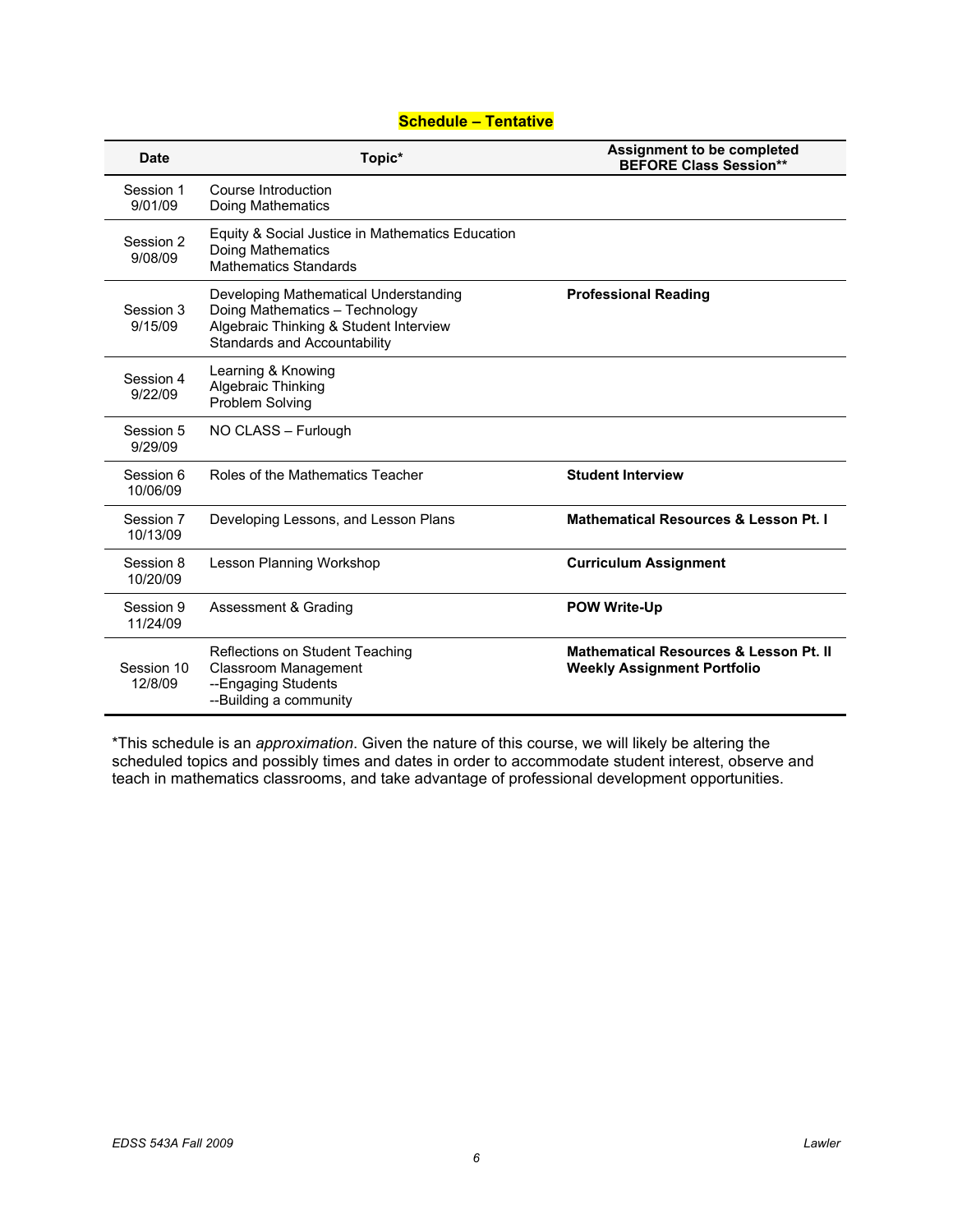## Schedule – Tentative

| Date | Topic* | Assignment to be completed BEFORE Class Session** |
|---|---|---|
| Session 1 9/01/09 | Course Introduction<br>Doing Mathematics | |
| Session 2 9/08/09 | Equity & Social Justice in Mathematics Education<br>Doing Mathematics<br>Mathematics Standards | |
| Session 3 9/15/09 | Developing Mathematical Understanding<br>Doing Mathematics – Technology<br>Algebraic Thinking & Student Interview<br>Standards and Accountability | **Professional Reading** |
| Session 4 9/22/09 | Learning & Knowing<br>Algebraic Thinking<br>Problem Solving | |
| Session 5 9/29/09 | NO CLASS – Furlough | |
| Session 6 10/06/09 | Roles of the Mathematics Teacher | **Student Interview** |
| Session 7 10/13/09 | Developing Lessons, and Lesson Plans | **Mathematical Resources & Lesson Pt. I** |
| Session 8 10/20/09 | Lesson Planning Workshop | **Curriculum Assignment** |
| Session 9 11/24/09 | Assessment & Grading | **POW Write-Up** |
| Session 10 12/8/09 | Reflections on Student Teaching<br>Classroom Management<br>--Engaging Students<br>--Building a community | **Mathematical Resources & Lesson Pt. II**<br>**Weekly Assignment Portfolio** |

*This schedule is an *approximation*. Given the nature of this course, we will likely be altering the scheduled topics and possibly times and dates in order to accommodate student interest, observe and teach in mathematics classrooms, and take advantage of professional development opportunities.